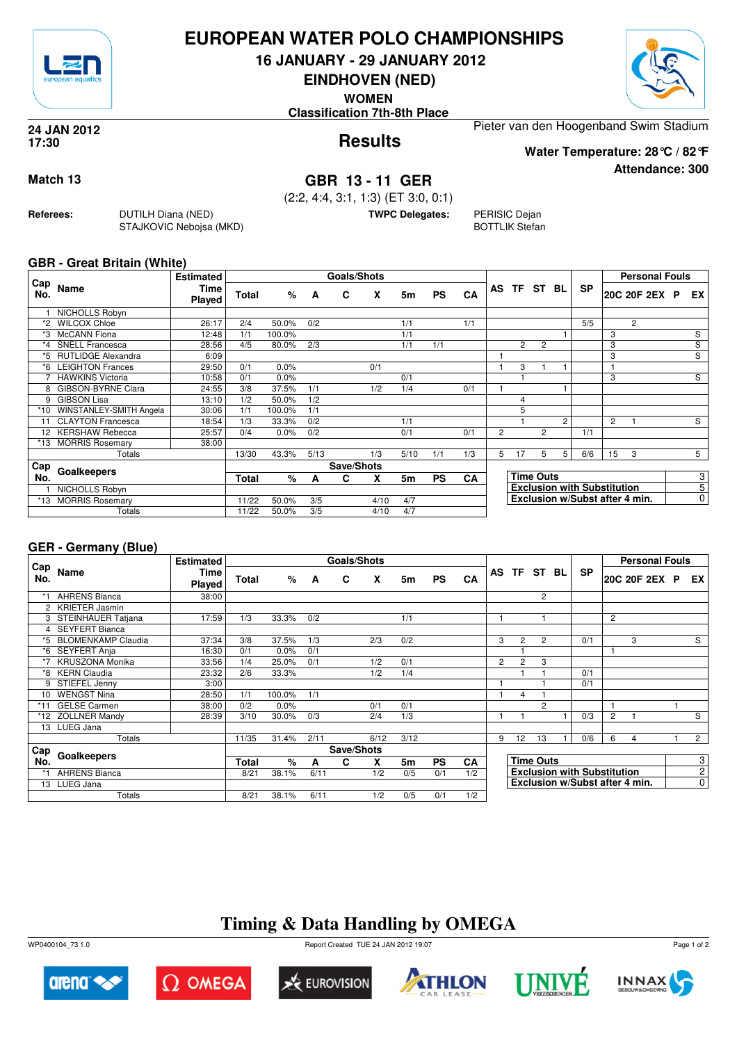# EUROPEAN WATER POLO CHAMPIONSHIPS

## 16 JANUARY - 29 JANUARY 2012

## EINDHOVEN (NED)

**WOMEN**

**Classification 7th-8th Place**

**24 JAN 2012**
**17:30**

## Results

Pieter van den Hoogenband Swim Stadium

**Water Temperature: 28°C / 82°F**

**Attendance: 300**

**Match 13**

## GBR 13 - 11 GER

(2:2, 4:4, 3:1, 1:3) (ET 3:0, 0:1)

**Referees:** DUTILH Diana (NED), STAJKOVIC Nebojsa (MKD)

**TWPC Delegates:** PERISIC Dejan, BOTTLIK Stefan

### GBR - Great Britain (White)

| Cap No. | Name | Estimated Time Played | Goals/Shots Total | % | A | C | X | 5m | PS | CA | AS | TF | ST | BL | SP | 20C | 20F | 2EX | P | EX |
|---|---|---|---|---|---|---|---|---|---|---|---|---|---|---|---|---|---|---|---|---|
| 1 | NICHOLLS Robyn | | | | | | | | | | | | | | | | | | | |
| *2 | WILCOX Chloe | 26:17 | 2/4 | 50.0% | 0/2 | | | 1/1 | | 1/1 | | | | | 5/5 | | 2 | | | |
| *3 | McCANN Fiona | 12:48 | 1/1 | 100.0% | | | | 1/1 | | | | | | 1 | | 3 | | | | S |
| *4 | SNELL Francesca | 28:56 | 4/5 | 80.0% | 2/3 | | | 1/1 | 1/1 | | | 2 | 2 | | | 3 | | | | S |
| *5 | RUTLIDGE Alexandra | 6:09 | | | | | | | | | 1 | | | | | 3 | | | | S |
| *6 | LEIGHTON Frances | 29:50 | 0/1 | 0.0% | | | 0/1 | | | | 1 | 3 | 1 | 1 | | 1 | | | | |
| 7 | HAWKINS Victoria | 10:58 | 0/1 | 0.0% | | | | 0/1 | | | | 1 | | | | 3 | | | | S |
| 8 | GIBSON-BYRNE Ciara | 24:55 | 3/8 | 37.5% | 1/1 | | 1/2 | 1/4 | | 0/1 | 1 | | | 1 | | | | | | |
| 9 | GIBSON Lisa | 13:10 | 1/2 | 50.0% | 1/2 | | | | | | | 4 | | | | | | | | |
| *10 | WINSTANLEY-SMITH Angela | 30:06 | 1/1 | 100.0% | 1/1 | | | | | | | 5 | | | | | | | | |
| 11 | CLAYTON Francesca | 18:54 | 1/3 | 33.3% | 0/2 | | | 1/1 | | | | 1 | | 2 | | 2 | 1 | | | S |
| 12 | KERSHAW Rebecca | 25:57 | 0/4 | 0.0% | 0/2 | | | 0/1 | | 0/1 | 2 | | 2 | | 1/1 | | | | | |
| *13 | MORRIS Rosemary | 38:00 | | | | | | | | | | | | | | | | | | |
| | Totals | | 13/30 | 43.3% | 5/13 | | 1/3 | 5/10 | 1/1 | 1/3 | 5 | 17 | 5 | 5 | 6/6 | 15 | 3 | | | 5 |

| Cap No. | Goalkeepers | Save/Shots Total | % | A | C | X | 5m | PS | CA |
|---|---|---|---|---|---|---|---|---|---|
| 1 | NICHOLLS Robyn | | | | | | | | |
| *13 | MORRIS Rosemary | 11/22 | 50.0% | 3/5 | | 4/10 | 4/7 | | |
| | Totals | 11/22 | 50.0% | 3/5 | | 4/10 | 4/7 | | |

| | |
|---|---|
| Time Outs | 3 |
| Exclusion with Substitution | 5 |
| Exclusion w/Subst after 4 min. | 0 |

### GER - Germany (Blue)

| Cap No. | Name | Estimated Time Played | Goals/Shots Total | % | A | C | X | 5m | PS | CA | AS | TF | ST | BL | SP | 20C | 20F | 2EX | P | EX |
|---|---|---|---|---|---|---|---|---|---|---|---|---|---|---|---|---|---|---|---|---|
| *1 | AHRENS Bianca | 38:00 | | | | | | | | | | | 2 | | | | | | | |
| 2 | KRIETER Jasmin | | | | | | | | | | | | | | | | | | | |
| 3 | STEINHAUER Tatjana | 17:59 | 1/3 | 33.3% | 0/2 | | | 1/1 | | | 1 | | 1 | | | 2 | | | | |
| 4 | SEYFERT Bianca | | | | | | | | | | | | | | | | | | | |
| *5 | BLOMENKAMP Claudia | 37:34 | 3/8 | 37.5% | 1/3 | | 2/3 | 0/2 | | | 3 | 2 | 2 | | 0/1 | | 3 | | | S |
| *6 | SEYFERT Anja | 16:30 | 0/1 | 0.0% | 0/1 | | | | | | | 1 | | | | 1 | | | | |
| *7 | KRUSZONA Monika | 33:56 | 1/4 | 25.0% | 0/1 | | 1/2 | 0/1 | | | 2 | 2 | 3 | | | | | | | |
| *8 | KERN Claudia | 23:32 | 2/6 | 33.3% | | | 1/2 | 1/4 | | | | 1 | 1 | | 0/1 | | | | | |
| 9 | STIEFEL Jenny | 3:00 | | | | | | | | | 1 | | 1 | | 0/1 | | | | | |
| 10 | WENGST Nina | 28:50 | 1/1 | 100.0% | 1/1 | | | | | | 1 | 4 | 1 | | | | | | | |
| *11 | GELSE Carmen | 38:00 | 0/2 | 0.0% | | | 0/1 | 0/1 | | | | | 2 | | | 1 | | | 1 | |
| *12 | ZOLLNER Mandy | 28:39 | 3/10 | 30.0% | 0/3 | | 2/4 | 1/3 | | | 1 | 1 | | 1 | 0/3 | 2 | 1 | | | S |
| 13 | LUEG Jana | | | | | | | | | | | | | | | | | | | |
| | Totals | | 11/35 | 31.4% | 2/11 | | 6/12 | 3/12 | | | 9 | 12 | 13 | 1 | 0/6 | 6 | 4 | | 1 | 2 |

| Cap No. | Goalkeepers | Save/Shots Total | % | A | C | X | 5m | PS | CA |
|---|---|---|---|---|---|---|---|---|---|
| *1 | AHRENS Bianca | 8/21 | 38.1% | 6/11 | | 1/2 | 0/5 | 0/1 | 1/2 |
| 13 | LUEG Jana | | | | | | | | |
| | Totals | 8/21 | 38.1% | 6/11 | | 1/2 | 0/5 | 0/1 | 1/2 |

| | |
|---|---|
| Time Outs | 3 |
| Exclusion with Substitution | 2 |
| Exclusion w/Subst after 4 min. | 0 |

## Timing & Data Handling by OMEGA

WP0400104_73 1.0 Report Created TUE 24 JAN 2012 19:07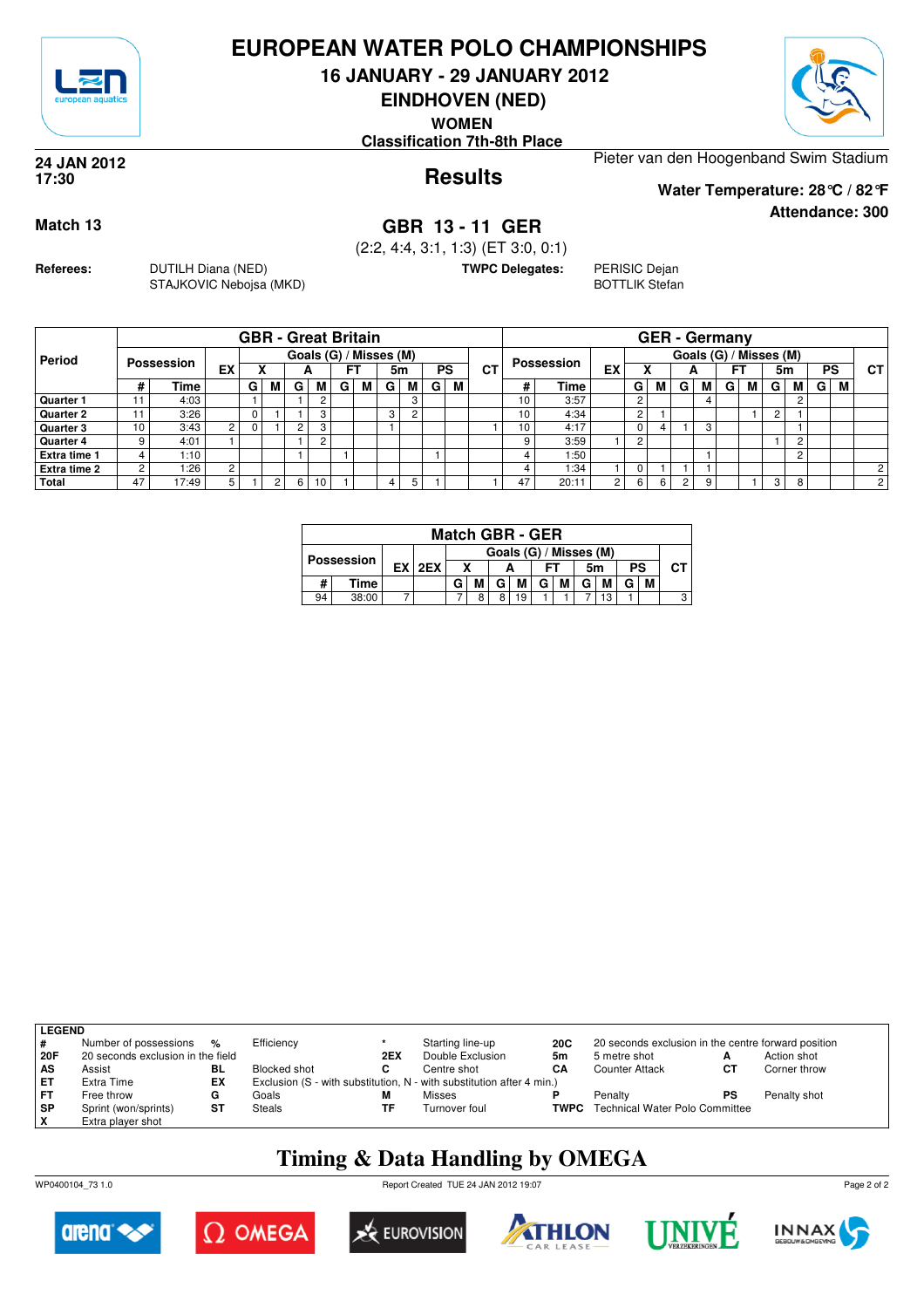# EUROPEAN WATER POLO CHAMPIONSHIPS

**16 JANUARY - 29 JANUARY 2012**

**EINDHOVEN (NED)**

**WOMEN**

**Classification 7th-8th Place**

**24 JAN 2012**
**17:30**

## Results

Pieter van den Hoogenband Swim Stadium

**Water Temperature: 28°C / 82°F**

**Attendance: 300**

**Match 13**

## GBR 13 - 11 GER

(2:2, 4:4, 3:1, 1:3) (ET 3:0, 0:1)

**Referees:** DUTILH Diana (NED), STAJKOVIC Nebojsa (MKD)

**TWPC Delegates:** PERISIC Dejan, BOTTLIK Stefan

| Period | GBR - Great Britain | | | | | | | | | | | | | | GER - Germany | | | | | | | | | | | | | |
|---|---|---|---|---|---|---|---|---|---|---|---|---|---|---|---|---|---|---|---|---|---|---|---|---|---|---|---|---|
| | Possession | | EX | Goals (G) / Misses (M) | | | | | | | | | | CT | Possession | | EX | Goals (G) / Misses (M) | | | | | | | | | | CT |
| | | | | X | | A | | FT | | 5m | | PS | | | | | | X | | A | | FT | | 5m | | PS | | |
| | # | Time | | G | M | G | M | G | M | G | M | G | M | | # | Time | | G | M | G | M | G | M | G | M | G | M | |
| Quarter 1 | 11 | 4:03 | | 1 | | 1 | 2 | | | | 3 | | | | 10 | 3:57 | | 2 | | | 4 | | | | 2 | | | |
| Quarter 2 | 11 | 3:26 | | 0 | 1 | 1 | 3 | | | 3 | 2 | | | | 10 | 4:34 | | 2 | 1 | | | | 1 | 2 | 1 | | | |
| Quarter 3 | 10 | 3:43 | 2 | 0 | 1 | 2 | 3 | | | 1 | | | | 1 | 10 | 4:17 | | 0 | 4 | 1 | 3 | | | | 1 | | | |
| Quarter 4 | 9 | 4:01 | 1 | | | 1 | 2 | | | | | | | | 9 | 3:59 | 1 | 2 | | | | | | 1 | 2 | | | |
| Extra time 1 | 4 | 1:10 | | | | 1 | | 1 | | | | 1 | | | 4 | 1:50 | | | | | 1 | | | | 2 | | | |
| Extra time 2 | 2 | 1:26 | 2 | | | | | | | | | | | | 4 | 1:34 | 1 | 0 | 1 | 1 | 1 | | | | | | | 2 |
| Total | 47 | 17:49 | 5 | 1 | 2 | 6 | 10 | 1 | | 4 | 5 | 1 | | 1 | 47 | 20:11 | 2 | 6 | 6 | 2 | 9 | | 1 | 3 | 8 | | | 2 |

| Match GBR - GER | | | | | | | | | | | | | |
|---|---|---|---|---|---|---|---|---|---|---|---|---|---|
| Possession | | EX | 2EX | Goals (G) / Misses (M) | | | | | | | | | | CT |
| | | | | X | | A | | FT | | 5m | | PS | | |
| # | Time | | | G | M | G | M | G | M | G | M | G | M | |
| 94 | 38:00 | 7 | | 7 | 8 | 8 | 19 | 1 | 1 | 7 | 13 | 1 | | 3 |

**LEGEND**

| | | | | | | | |
|---|---|---|---|---|---|---|---|
| # | Number of possessions | % | Efficiency | * | Starting line-up | 20C | 20 seconds exclusion in the centre forward position |
| 20F | 20 seconds exclusion in the field | | | 2EX | Double Exclusion | 5m | 5 metre shot |
| AS | Assist | BL | Blocked shot | C | Centre shot | CA | Counter Attack |
| ET | Extra Time | EX | Exclusion (S - with substitution, N - with substitution after 4 min.) | | | | |
| FT | Free throw | G | Goals | M | Misses | P | Penalty |
| SP | Sprint (won/sprints) | ST | Steals | TF | Turnover foul | TWPC | Technical Water Polo Committee |
| X | Extra player shot | | | | | | |

A: Action shot; CT: Corner throw; PS: Penalty shot

## Timing & Data Handling by OMEGA

WP0400104_73 1.0 — Report Created TUE 24 JAN 2012 19:07